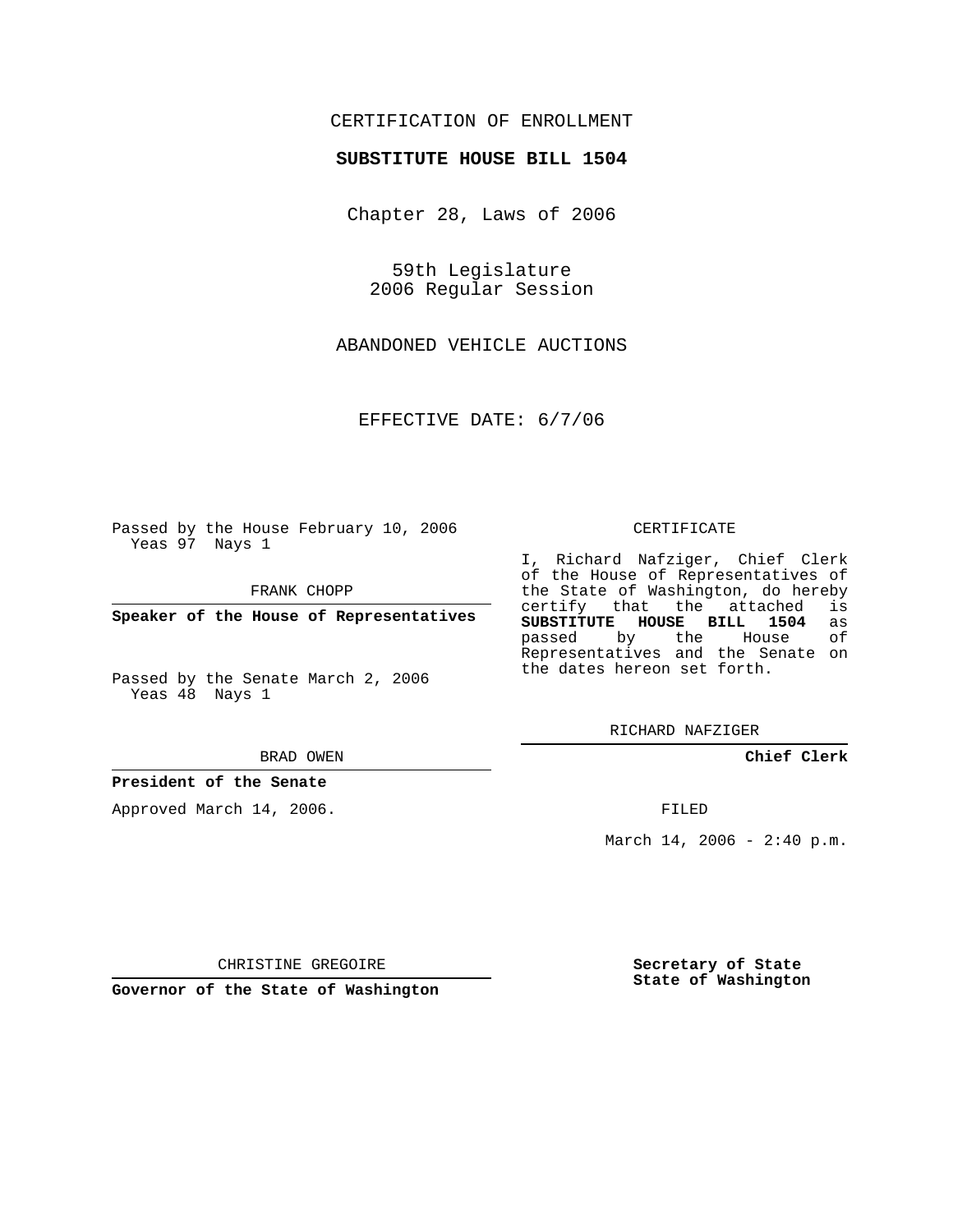CERTIFICATION OF ENROLLMENT

**SUBSTITUTE HOUSE BILL 1504**

Chapter 28, Laws of 2006

59th Legislature
2006 Regular Session

ABANDONED VEHICLE AUCTIONS

EFFECTIVE DATE: 6/7/06

Passed by the House February 10, 2006
Yeas 97 Nays 1

FRANK CHOPP

**Speaker of the House of Representatives**

Passed by the Senate March 2, 2006
Yeas 48 Nays 1

BRAD OWEN

**President of the Senate**

Approved March 14, 2006.

CHRISTINE GREGOIRE

**Governor of the State of Washington**

CERTIFICATE

I, Richard Nafziger, Chief Clerk of the House of Representatives of the State of Washington, do hereby certify that the attached is **SUBSTITUTE HOUSE BILL 1504** as passed by the House of Representatives and the Senate on the dates hereon set forth.

RICHARD NAFZIGER

**Chief Clerk**

FILED

March 14, 2006 - 2:40 p.m.

**Secretary of State**
**State of Washington**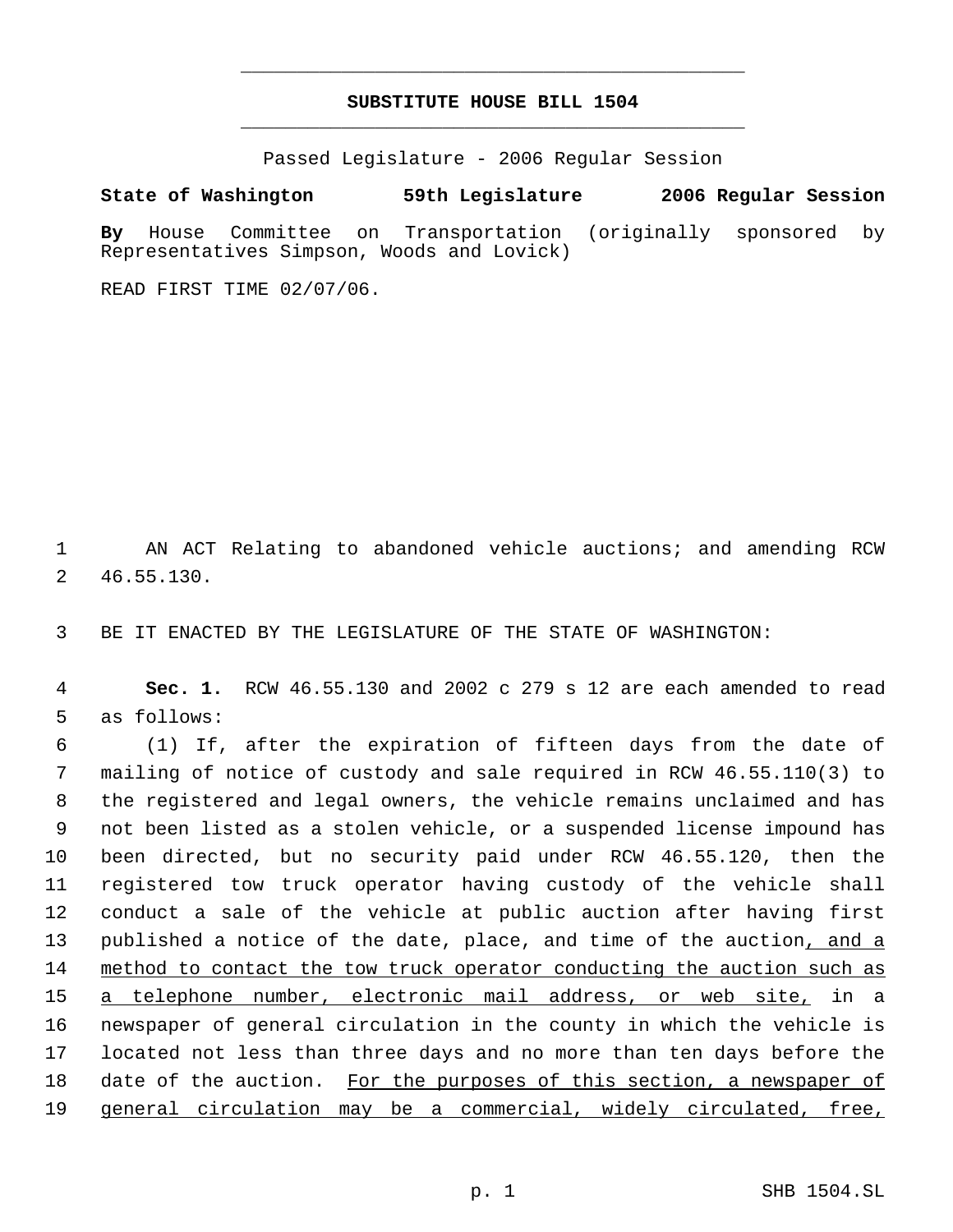# SUBSTITUTE HOUSE BILL 1504

Passed Legislature - 2006 Regular Session

**State of Washington 59th Legislature 2006 Regular Session**

**By** House Committee on Transportation (originally sponsored by Representatives Simpson, Woods and Lovick)

READ FIRST TIME 02/07/06.

AN ACT Relating to abandoned vehicle auctions; and amending RCW 46.55.130.

BE IT ENACTED BY THE LEGISLATURE OF THE STATE OF WASHINGTON:

**Sec. 1.** RCW 46.55.130 and 2002 c 279 s 12 are each amended to read as follows:

(1) If, after the expiration of fifteen days from the date of mailing of notice of custody and sale required in RCW 46.55.110(3) to the registered and legal owners, the vehicle remains unclaimed and has not been listed as a stolen vehicle, or a suspended license impound has been directed, but no security paid under RCW 46.55.120, then the registered tow truck operator having custody of the vehicle shall conduct a sale of the vehicle at public auction after having first published a notice of the date, place, and time of the auction, and a method to contact the tow truck operator conducting the auction such as a telephone number, electronic mail address, or web site, in a newspaper of general circulation in the county in which the vehicle is located not less than three days and no more than ten days before the date of the auction. For the purposes of this section, a newspaper of general circulation may be a commercial, widely circulated, free,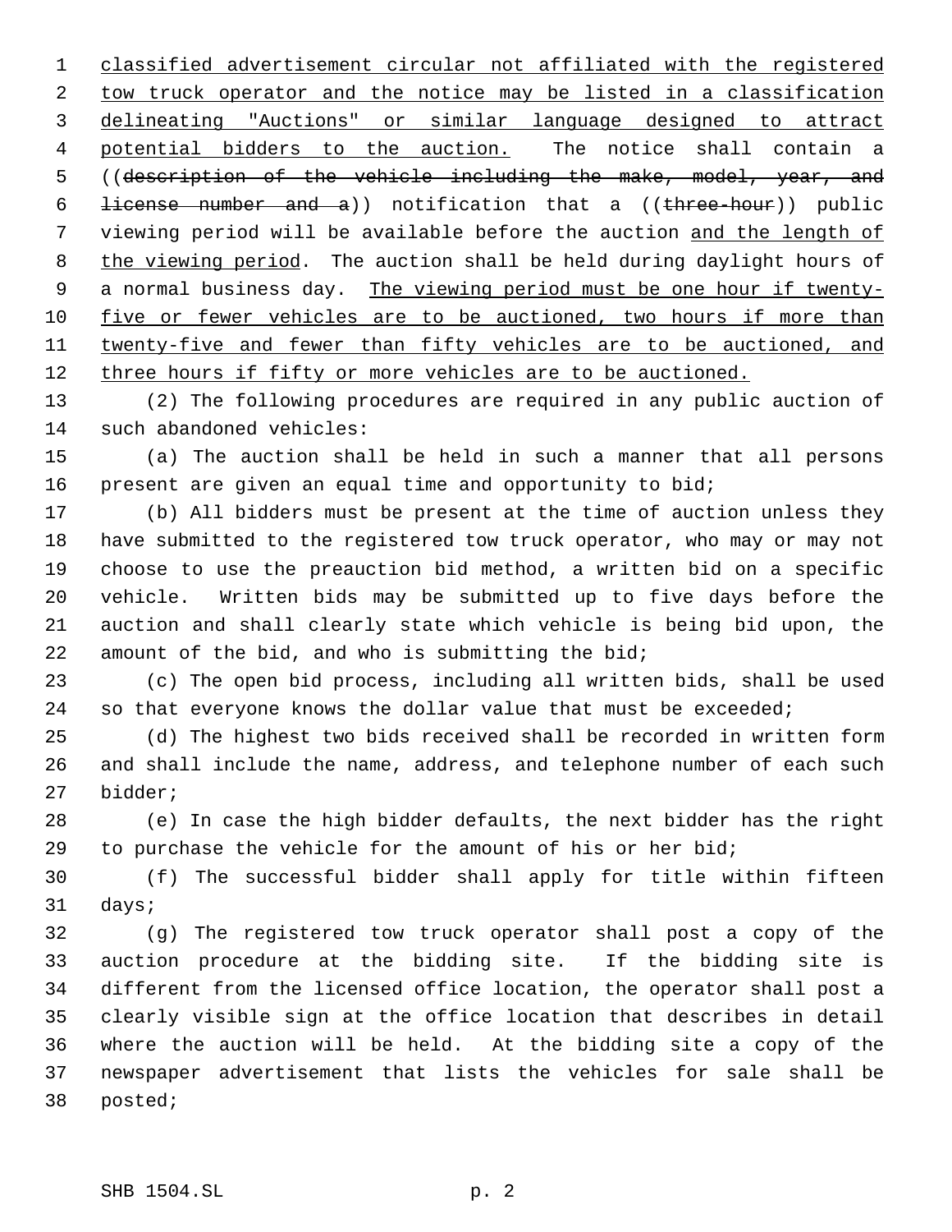classified advertisement circular not affiliated with the registered tow truck operator and the notice may be listed in a classification delineating "Auctions" or similar language designed to attract potential bidders to the auction. The notice shall contain a ((~~description of the vehicle including the make, model, year, and license number and a~~)) notification that a ((~~three-hour~~)) public viewing period will be available before the auction and the length of the viewing period. The auction shall be held during daylight hours of a normal business day. The viewing period must be one hour if twenty-five or fewer vehicles are to be auctioned, two hours if more than twenty-five and fewer than fifty vehicles are to be auctioned, and three hours if fifty or more vehicles are to be auctioned.

(2) The following procedures are required in any public auction of such abandoned vehicles:

(a) The auction shall be held in such a manner that all persons present are given an equal time and opportunity to bid;

(b) All bidders must be present at the time of auction unless they have submitted to the registered tow truck operator, who may or may not choose to use the preauction bid method, a written bid on a specific vehicle. Written bids may be submitted up to five days before the auction and shall clearly state which vehicle is being bid upon, the amount of the bid, and who is submitting the bid;

(c) The open bid process, including all written bids, shall be used so that everyone knows the dollar value that must be exceeded;

(d) The highest two bids received shall be recorded in written form and shall include the name, address, and telephone number of each such bidder;

(e) In case the high bidder defaults, the next bidder has the right to purchase the vehicle for the amount of his or her bid;

(f) The successful bidder shall apply for title within fifteen days;

(g) The registered tow truck operator shall post a copy of the auction procedure at the bidding site. If the bidding site is different from the licensed office location, the operator shall post a clearly visible sign at the office location that describes in detail where the auction will be held. At the bidding site a copy of the newspaper advertisement that lists the vehicles for sale shall be posted;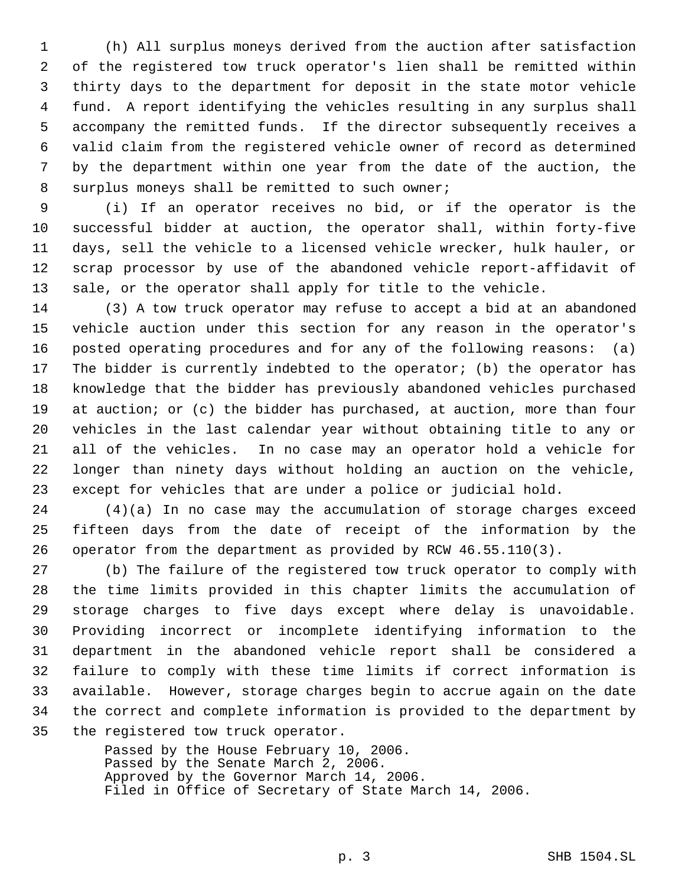(h) All surplus moneys derived from the auction after satisfaction of the registered tow truck operator's lien shall be remitted within thirty days to the department for deposit in the state motor vehicle fund. A report identifying the vehicles resulting in any surplus shall accompany the remitted funds. If the director subsequently receives a valid claim from the registered vehicle owner of record as determined by the department within one year from the date of the auction, the surplus moneys shall be remitted to such owner;

(i) If an operator receives no bid, or if the operator is the successful bidder at auction, the operator shall, within forty-five days, sell the vehicle to a licensed vehicle wrecker, hulk hauler, or scrap processor by use of the abandoned vehicle report-affidavit of sale, or the operator shall apply for title to the vehicle.

(3) A tow truck operator may refuse to accept a bid at an abandoned vehicle auction under this section for any reason in the operator's posted operating procedures and for any of the following reasons: (a) The bidder is currently indebted to the operator; (b) the operator has knowledge that the bidder has previously abandoned vehicles purchased at auction; or (c) the bidder has purchased, at auction, more than four vehicles in the last calendar year without obtaining title to any or all of the vehicles. In no case may an operator hold a vehicle for longer than ninety days without holding an auction on the vehicle, except for vehicles that are under a police or judicial hold.

(4)(a) In no case may the accumulation of storage charges exceed fifteen days from the date of receipt of the information by the operator from the department as provided by RCW 46.55.110(3).

(b) The failure of the registered tow truck operator to comply with the time limits provided in this chapter limits the accumulation of storage charges to five days except where delay is unavoidable. Providing incorrect or incomplete identifying information to the department in the abandoned vehicle report shall be considered a failure to comply with these time limits if correct information is available. However, storage charges begin to accrue again on the date the correct and complete information is provided to the department by the registered tow truck operator.

Passed by the House February 10, 2006.
Passed by the Senate March 2, 2006.
Approved by the Governor March 14, 2006.
Filed in Office of Secretary of State March 14, 2006.